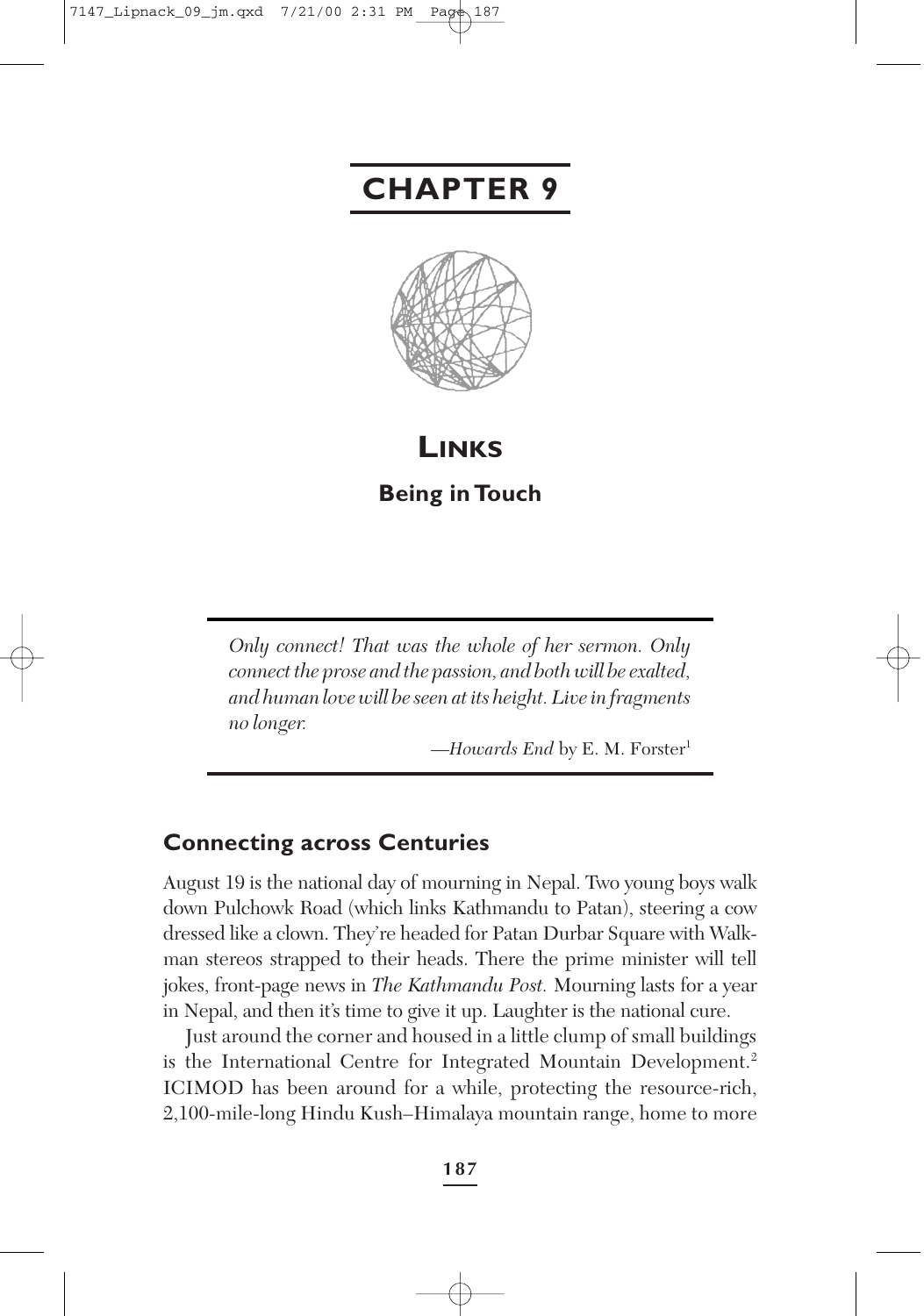# CHAPTER 9

# LINKS

## Being in Touch

> *Only connect! That was the whole of her sermon. Only connect the prose and the passion, and both will be exalted, and human love will be seen at its height. Live in fragments no longer.*
>
> —*Howards End* by E. M. Forster[1]

### Connecting across Centuries

August 19 is the national day of mourning in Nepal. Two young boys walk down Pulchowk Road (which links Kathmandu to Patan), steering a cow dressed like a clown. They're headed for Patan Durbar Square with Walkman stereos strapped to their heads. There the prime minister will tell jokes, front-page news in *The Kathmandu Post.* Mourning lasts for a year in Nepal, and then it's time to give it up. Laughter is the national cure.

Just around the corner and housed in a little clump of small buildings is the International Centre for Integrated Mountain Development.[2] ICIMOD has been around for a while, protecting the resource-rich, 2,100-mile-long Hindu Kush–Himalaya mountain range, home to more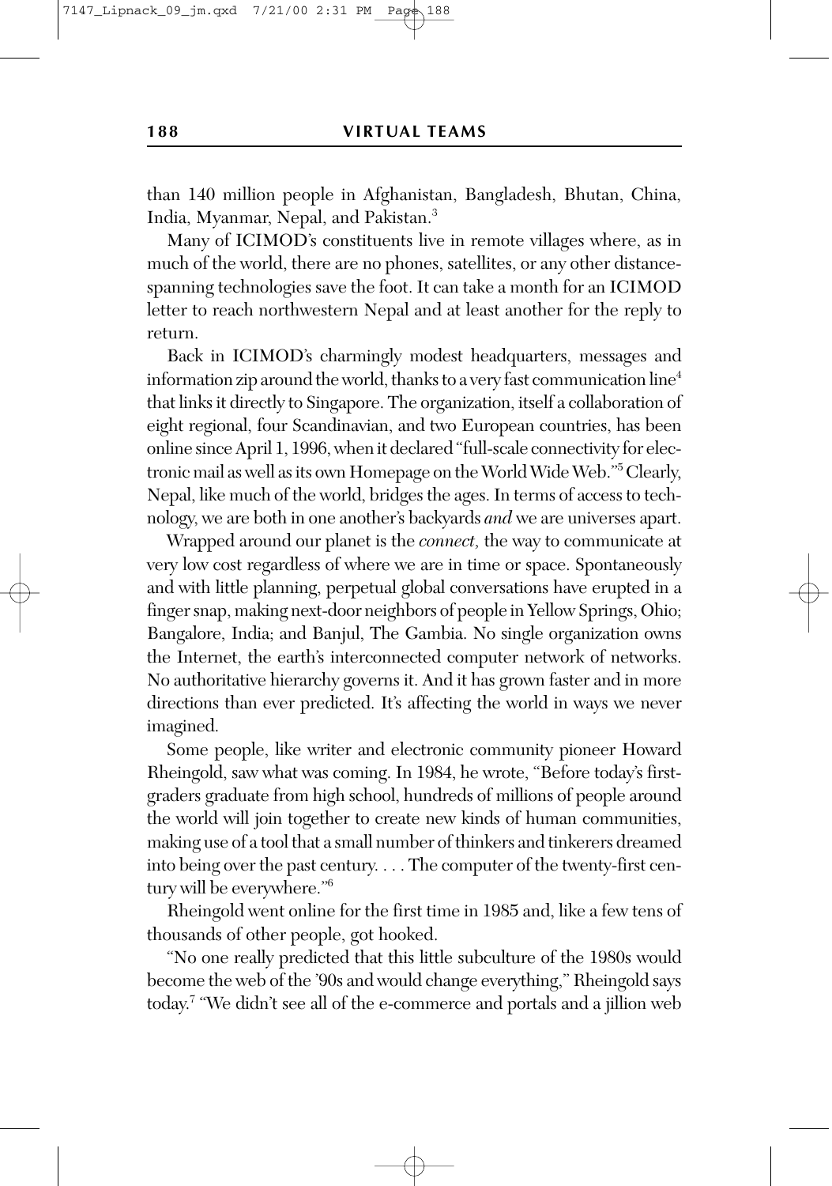than 140 million people in Afghanistan, Bangladesh, Bhutan, China, India, Myanmar, Nepal, and Pakistan.[3]

Many of ICIMOD's constituents live in remote villages where, as in much of the world, there are no phones, satellites, or any other distance-spanning technologies save the foot. It can take a month for an ICIMOD letter to reach northwestern Nepal and at least another for the reply to return.

Back in ICIMOD's charmingly modest headquarters, messages and information zip around the world, thanks to a very fast communication line[4] that links it directly to Singapore. The organization, itself a collaboration of eight regional, four Scandinavian, and two European countries, has been online since April 1, 1996, when it declared "full-scale connectivity for electronic mail as well as its own Homepage on the World Wide Web."[5] Clearly, Nepal, like much of the world, bridges the ages. In terms of access to technology, we are both in one another's backyards *and* we are universes apart.

Wrapped around our planet is the *connect,* the way to communicate at very low cost regardless of where we are in time or space. Spontaneously and with little planning, perpetual global conversations have erupted in a finger snap, making next-door neighbors of people in Yellow Springs, Ohio; Bangalore, India; and Banjul, The Gambia. No single organization owns the Internet, the earth's interconnected computer network of networks. No authoritative hierarchy governs it. And it has grown faster and in more directions than ever predicted. It's affecting the world in ways we never imagined.

Some people, like writer and electronic community pioneer Howard Rheingold, saw what was coming. In 1984, he wrote, "Before today's first-graders graduate from high school, hundreds of millions of people around the world will join together to create new kinds of human communities, making use of a tool that a small number of thinkers and tinkerers dreamed into being over the past century. . . . The computer of the twenty-first century will be everywhere."[6]

Rheingold went online for the first time in 1985 and, like a few tens of thousands of other people, got hooked.

"No one really predicted that this little subculture of the 1980s would become the web of the '90s and would change everything," Rheingold says today.[7] "We didn't see all of the e-commerce and portals and a jillion web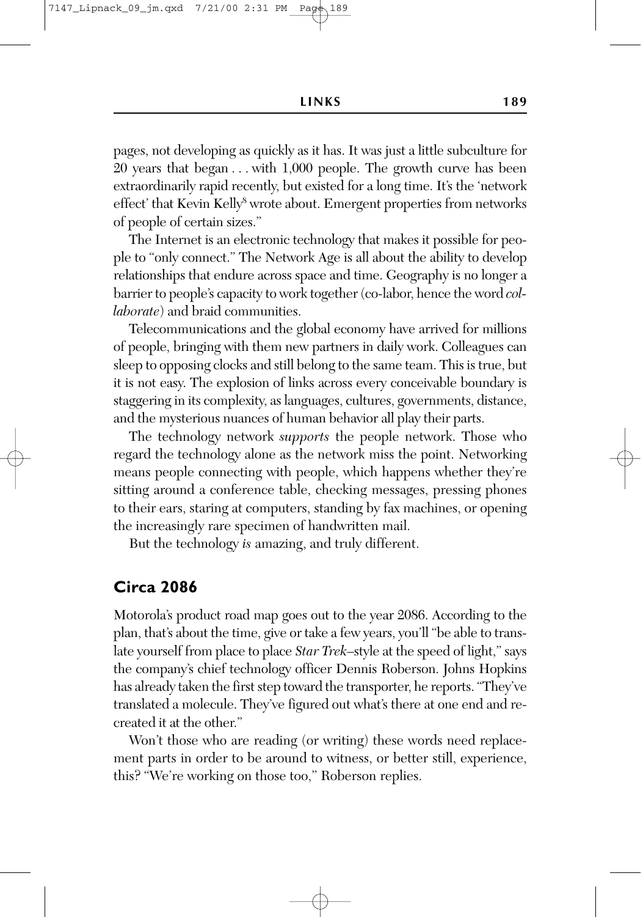pages, not developing as quickly as it has. It was just a little subculture for 20 years that began . . . with 1,000 people. The growth curve has been extraordinarily rapid recently, but existed for a long time. It's the 'network effect' that Kevin Kelly[8] wrote about. Emergent properties from networks of people of certain sizes."

The Internet is an electronic technology that makes it possible for people to "only connect." The Network Age is all about the ability to develop relationships that endure across space and time. Geography is no longer a barrier to people's capacity to work together (co-labor, hence the word *collaborate*) and braid communities.

Telecommunications and the global economy have arrived for millions of people, bringing with them new partners in daily work. Colleagues can sleep to opposing clocks and still belong to the same team. This is true, but it is not easy. The explosion of links across every conceivable boundary is staggering in its complexity, as languages, cultures, governments, distance, and the mysterious nuances of human behavior all play their parts.

The technology network *supports* the people network. Those who regard the technology alone as the network miss the point. Networking means people connecting with people, which happens whether they're sitting around a conference table, checking messages, pressing phones to their ears, staring at computers, standing by fax machines, or opening the increasingly rare specimen of handwritten mail.

But the technology *is* amazing, and truly different.

## Circa 2086

Motorola's product road map goes out to the year 2086. According to the plan, that's about the time, give or take a few years, you'll "be able to translate yourself from place to place *Star Trek*–style at the speed of light," says the company's chief technology officer Dennis Roberson. Johns Hopkins has already taken the first step toward the transporter, he reports. "They've translated a molecule. They've figured out what's there at one end and recreated it at the other."

Won't those who are reading (or writing) these words need replacement parts in order to be around to witness, or better still, experience, this? "We're working on those too," Roberson replies.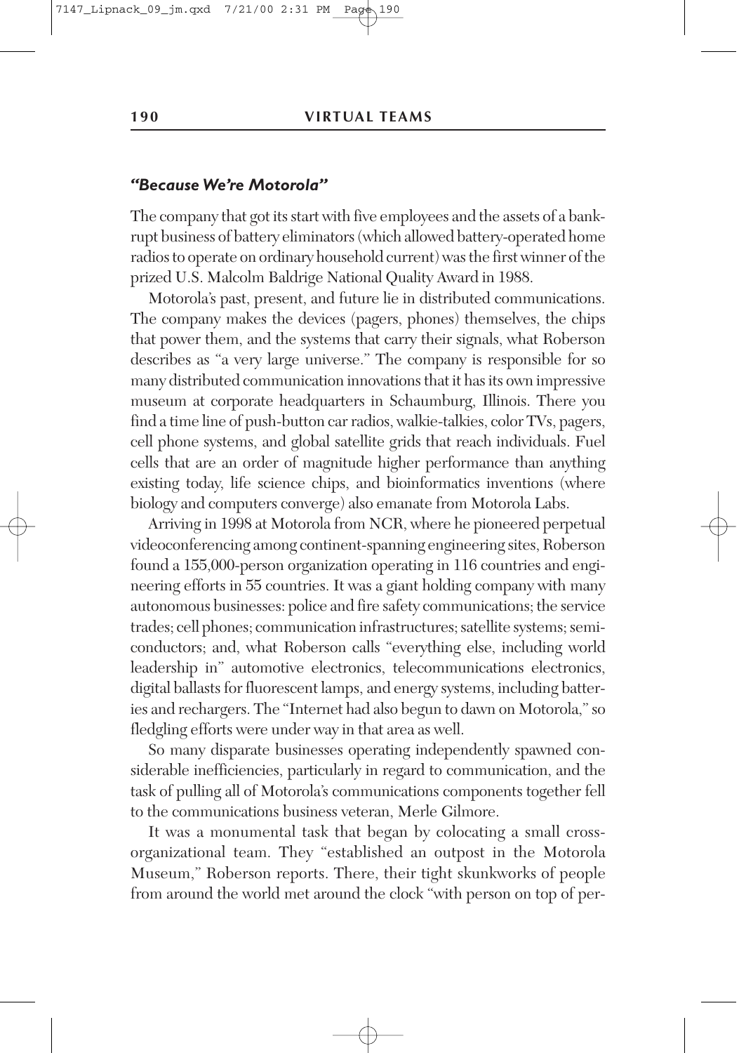### *"Because We're Motorola"*

The company that got its start with five employees and the assets of a bankrupt business of battery eliminators (which allowed battery-operated home radios to operate on ordinary household current) was the first winner of the prized U.S. Malcolm Baldrige National Quality Award in 1988.

Motorola's past, present, and future lie in distributed communications. The company makes the devices (pagers, phones) themselves, the chips that power them, and the systems that carry their signals, what Roberson describes as "a very large universe." The company is responsible for so many distributed communication innovations that it has its own impressive museum at corporate headquarters in Schaumburg, Illinois. There you find a time line of push-button car radios, walkie-talkies, color TVs, pagers, cell phone systems, and global satellite grids that reach individuals. Fuel cells that are an order of magnitude higher performance than anything existing today, life science chips, and bioinformatics inventions (where biology and computers converge) also emanate from Motorola Labs.

Arriving in 1998 at Motorola from NCR, where he pioneered perpetual videoconferencing among continent-spanning engineering sites, Roberson found a 155,000-person organization operating in 116 countries and engineering efforts in 55 countries. It was a giant holding company with many autonomous businesses: police and fire safety communications; the service trades; cell phones; communication infrastructures; satellite systems; semiconductors; and, what Roberson calls "everything else, including world leadership in" automotive electronics, telecommunications electronics, digital ballasts for fluorescent lamps, and energy systems, including batteries and rechargers. The "Internet had also begun to dawn on Motorola," so fledgling efforts were under way in that area as well.

So many disparate businesses operating independently spawned considerable inefficiencies, particularly in regard to communication, and the task of pulling all of Motorola's communications components together fell to the communications business veteran, Merle Gilmore.

It was a monumental task that began by colocating a small cross-organizational team. They "established an outpost in the Motorola Museum," Roberson reports. There, their tight skunkworks of people from around the world met around the clock "with person on top of per-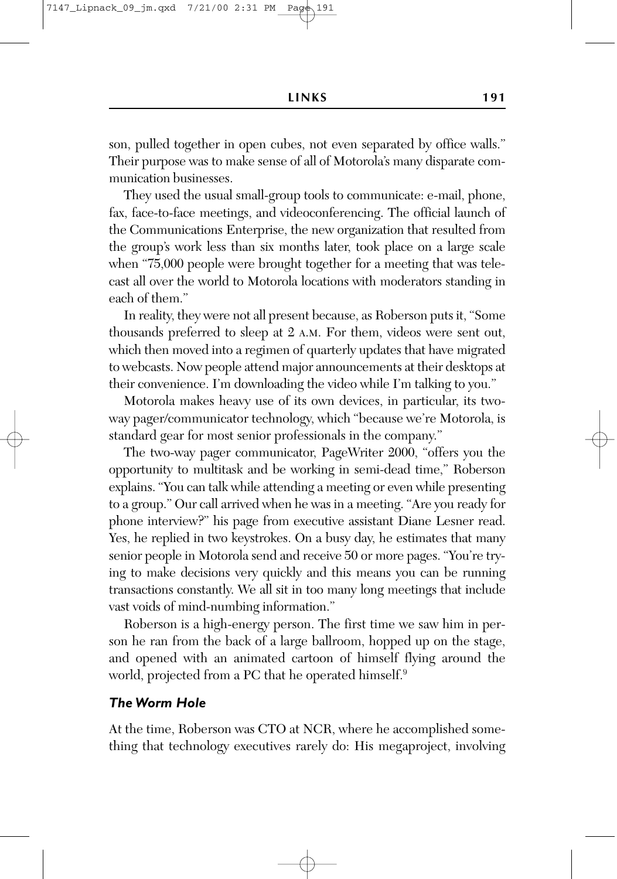son, pulled together in open cubes, not even separated by office walls." Their purpose was to make sense of all of Motorola's many disparate communication businesses.

They used the usual small-group tools to communicate: e-mail, phone, fax, face-to-face meetings, and videoconferencing. The official launch of the Communications Enterprise, the new organization that resulted from the group's work less than six months later, took place on a large scale when "75,000 people were brought together for a meeting that was telecast all over the world to Motorola locations with moderators standing in each of them."

In reality, they were not all present because, as Roberson puts it, "Some thousands preferred to sleep at 2 A.M. For them, videos were sent out, which then moved into a regimen of quarterly updates that have migrated to webcasts. Now people attend major announcements at their desktops at their convenience. I'm downloading the video while I'm talking to you."

Motorola makes heavy use of its own devices, in particular, its two-way pager/communicator technology, which "because we're Motorola, is standard gear for most senior professionals in the company."

The two-way pager communicator, PageWriter 2000, "offers you the opportunity to multitask and be working in semi-dead time," Roberson explains. "You can talk while attending a meeting or even while presenting to a group." Our call arrived when he was in a meeting. "Are you ready for phone interview?" his page from executive assistant Diane Lesner read. Yes, he replied in two keystrokes. On a busy day, he estimates that many senior people in Motorola send and receive 50 or more pages. "You're trying to make decisions very quickly and this means you can be running transactions constantly. We all sit in too many long meetings that include vast voids of mind-numbing information."

Roberson is a high-energy person. The first time we saw him in person he ran from the back of a large ballroom, hopped up on the stage, and opened with an animated cartoon of himself flying around the world, projected from a PC that he operated himself.[9]

### *The Worm Hole*

At the time, Roberson was CTO at NCR, where he accomplished something that technology executives rarely do: His megaproject, involving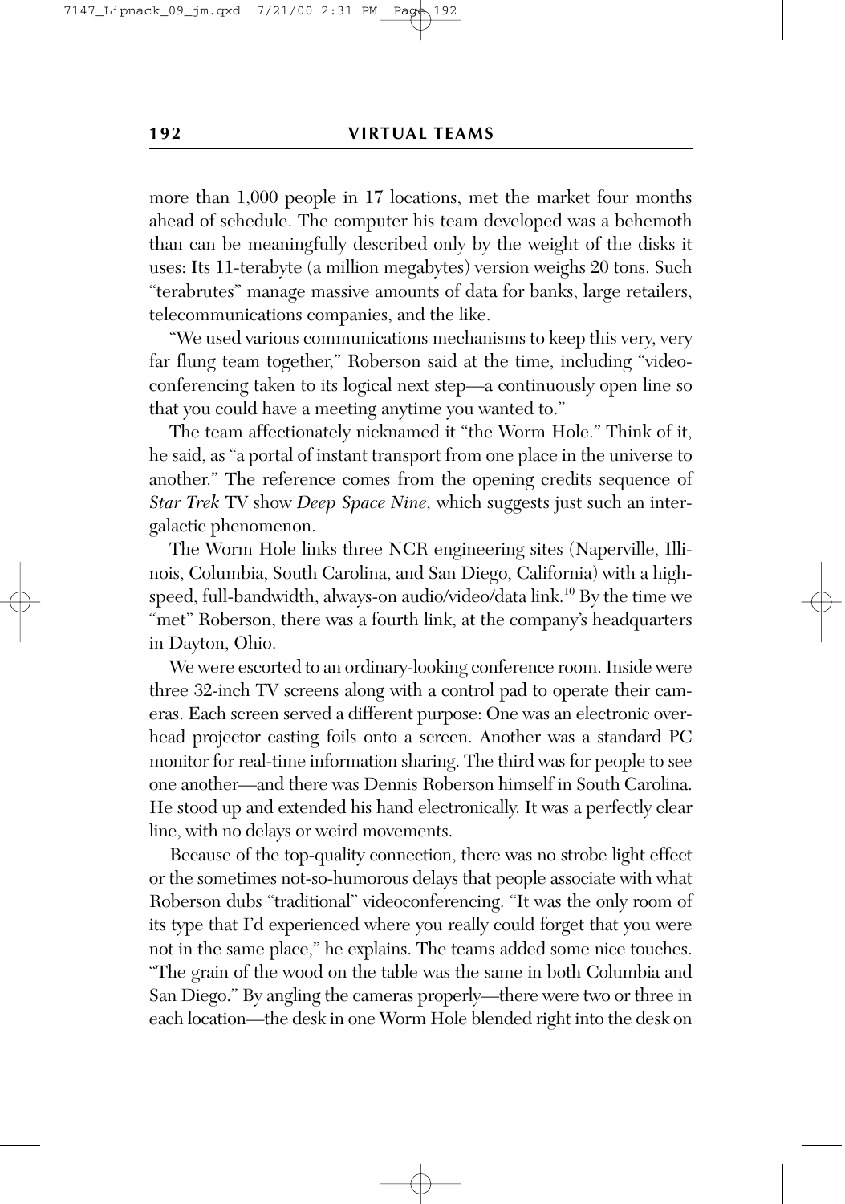more than 1,000 people in 17 locations, met the market four months ahead of schedule. The computer his team developed was a behemoth than can be meaningfully described only by the weight of the disks it uses: Its 11-terabyte (a million megabytes) version weighs 20 tons. Such "terabrutes" manage massive amounts of data for banks, large retailers, telecommunications companies, and the like.

"We used various communications mechanisms to keep this very, very far flung team together," Roberson said at the time, including "videoconferencing taken to its logical next step—a continuously open line so that you could have a meeting anytime you wanted to."

The team affectionately nicknamed it "the Worm Hole." Think of it, he said, as "a portal of instant transport from one place in the universe to another." The reference comes from the opening credits sequence of *Star Trek* TV show *Deep Space Nine,* which suggests just such an intergalactic phenomenon.

The Worm Hole links three NCR engineering sites (Naperville, Illinois, Columbia, South Carolina, and San Diego, California) with a high-speed, full-bandwidth, always-on audio/video/data link.[10] By the time we "met" Roberson, there was a fourth link, at the company's headquarters in Dayton, Ohio.

We were escorted to an ordinary-looking conference room. Inside were three 32-inch TV screens along with a control pad to operate their cameras. Each screen served a different purpose: One was an electronic overhead projector casting foils onto a screen. Another was a standard PC monitor for real-time information sharing. The third was for people to see one another—and there was Dennis Roberson himself in South Carolina. He stood up and extended his hand electronically. It was a perfectly clear line, with no delays or weird movements.

Because of the top-quality connection, there was no strobe light effect or the sometimes not-so-humorous delays that people associate with what Roberson dubs "traditional" videoconferencing. "It was the only room of its type that I'd experienced where you really could forget that you were not in the same place," he explains. The teams added some nice touches. "The grain of the wood on the table was the same in both Columbia and San Diego." By angling the cameras properly—there were two or three in each location—the desk in one Worm Hole blended right into the desk on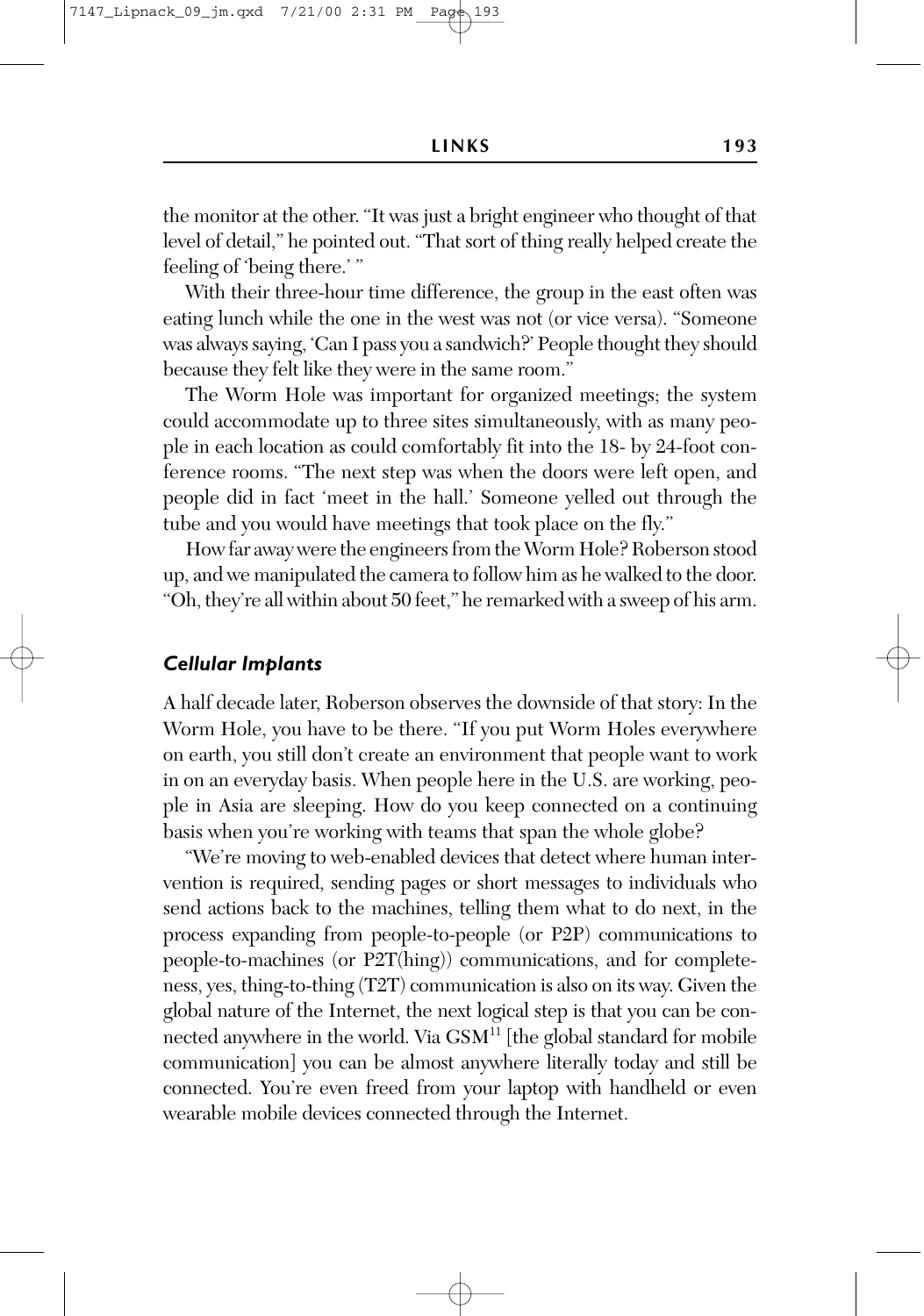the monitor at the other. "It was just a bright engineer who thought of that level of detail," he pointed out. "That sort of thing really helped create the feeling of 'being there.' "

With their three-hour time difference, the group in the east often was eating lunch while the one in the west was not (or vice versa). "Someone was always saying, 'Can I pass you a sandwich?' People thought they should because they felt like they were in the same room."

The Worm Hole was important for organized meetings; the system could accommodate up to three sites simultaneously, with as many people in each location as could comfortably fit into the 18- by 24-foot conference rooms. "The next step was when the doors were left open, and people did in fact 'meet in the hall.' Someone yelled out through the tube and you would have meetings that took place on the fly."

How far away were the engineers from the Worm Hole? Roberson stood up, and we manipulated the camera to follow him as he walked to the door. "Oh, they're all within about 50 feet," he remarked with a sweep of his arm.

### *Cellular Implants*

A half decade later, Roberson observes the downside of that story: In the Worm Hole, you have to be there. "If you put Worm Holes everywhere on earth, you still don't create an environment that people want to work in on an everyday basis. When people here in the U.S. are working, people in Asia are sleeping. How do you keep connected on a continuing basis when you're working with teams that span the whole globe?

"We're moving to web-enabled devices that detect where human intervention is required, sending pages or short messages to individuals who send actions back to the machines, telling them what to do next, in the process expanding from people-to-people (or P2P) communications to people-to-machines (or P2T(hing)) communications, and for completeness, yes, thing-to-thing (T2T) communication is also on its way. Given the global nature of the Internet, the next logical step is that you can be connected anywhere in the world. Via GSM[11] [the global standard for mobile communication] you can be almost anywhere literally today and still be connected. You're even freed from your laptop with handheld or even wearable mobile devices connected through the Internet.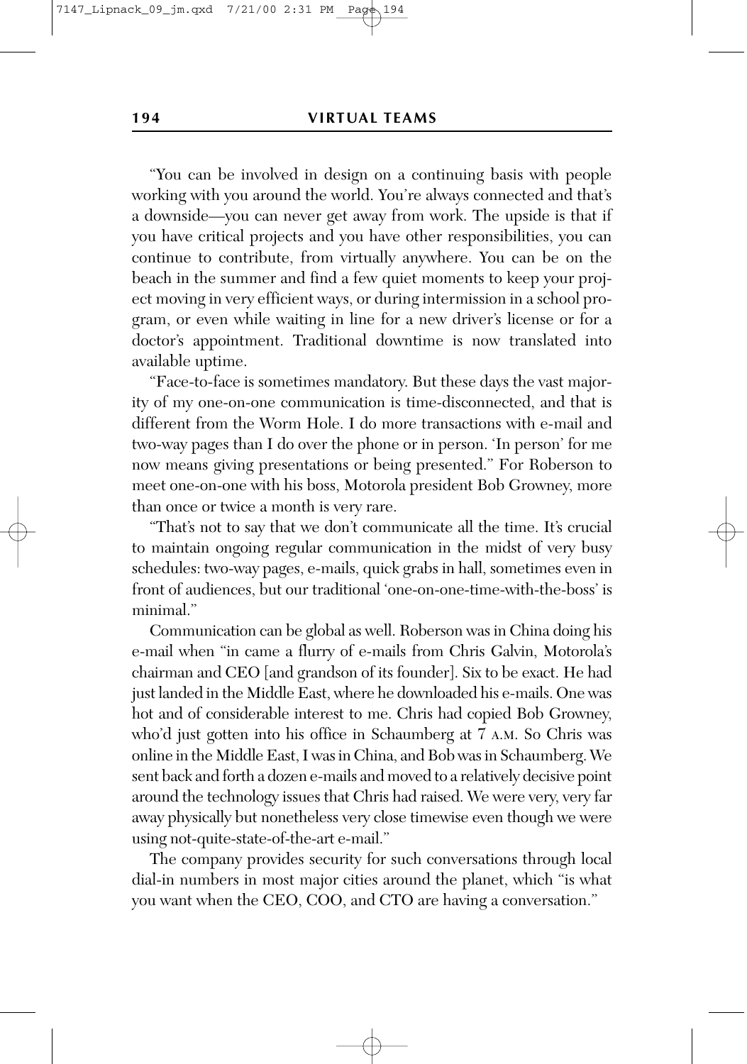"You can be involved in design on a continuing basis with people working with you around the world. You're always connected and that's a downside—you can never get away from work. The upside is that if you have critical projects and you have other responsibilities, you can continue to contribute, from virtually anywhere. You can be on the beach in the summer and find a few quiet moments to keep your project moving in very efficient ways, or during intermission in a school program, or even while waiting in line for a new driver's license or for a doctor's appointment. Traditional downtime is now translated into available uptime.

"Face-to-face is sometimes mandatory. But these days the vast majority of my one-on-one communication is time-disconnected, and that is different from the Worm Hole. I do more transactions with e-mail and two-way pages than I do over the phone or in person. 'In person' for me now means giving presentations or being presented." For Roberson to meet one-on-one with his boss, Motorola president Bob Growney, more than once or twice a month is very rare.

"That's not to say that we don't communicate all the time. It's crucial to maintain ongoing regular communication in the midst of very busy schedules: two-way pages, e-mails, quick grabs in hall, sometimes even in front of audiences, but our traditional 'one-on-one-time-with-the-boss' is minimal."

Communication can be global as well. Roberson was in China doing his e-mail when "in came a flurry of e-mails from Chris Galvin, Motorola's chairman and CEO [and grandson of its founder]. Six to be exact. He had just landed in the Middle East, where he downloaded his e-mails. One was hot and of considerable interest to me. Chris had copied Bob Growney, who'd just gotten into his office in Schaumberg at 7 A.M. So Chris was online in the Middle East, I was in China, and Bob was in Schaumberg. We sent back and forth a dozen e-mails and moved to a relatively decisive point around the technology issues that Chris had raised. We were very, very far away physically but nonetheless very close timewise even though we were using not-quite-state-of-the-art e-mail."

The company provides security for such conversations through local dial-in numbers in most major cities around the planet, which "is what you want when the CEO, COO, and CTO are having a conversation."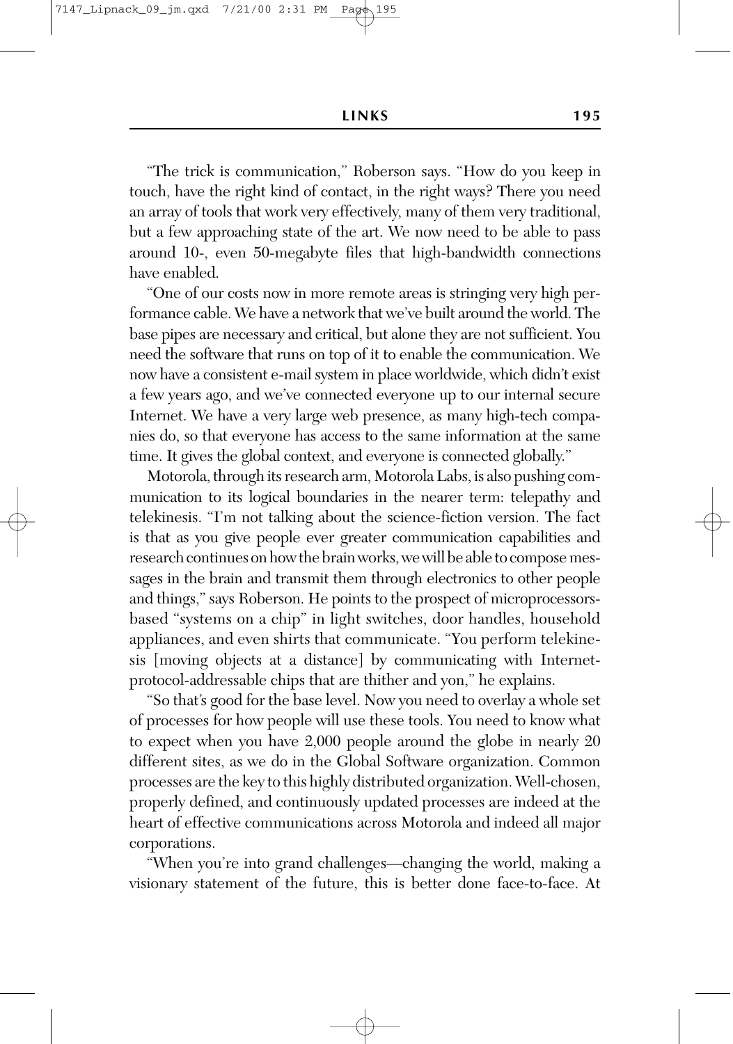"The trick is communication," Roberson says. "How do you keep in touch, have the right kind of contact, in the right ways? There you need an array of tools that work very effectively, many of them very traditional, but a few approaching state of the art. We now need to be able to pass around 10-, even 50-megabyte files that high-bandwidth connections have enabled.

"One of our costs now in more remote areas is stringing very high performance cable. We have a network that we've built around the world. The base pipes are necessary and critical, but alone they are not sufficient. You need the software that runs on top of it to enable the communication. We now have a consistent e-mail system in place worldwide, which didn't exist a few years ago, and we've connected everyone up to our internal secure Internet. We have a very large web presence, as many high-tech companies do, so that everyone has access to the same information at the same time. It gives the global context, and everyone is connected globally."

Motorola, through its research arm, Motorola Labs, is also pushing communication to its logical boundaries in the nearer term: telepathy and telekinesis. "I'm not talking about the science-fiction version. The fact is that as you give people ever greater communication capabilities and research continues on how the brain works, we will be able to compose messages in the brain and transmit them through electronics to other people and things," says Roberson. He points to the prospect of microprocessors-based "systems on a chip" in light switches, door handles, household appliances, and even shirts that communicate. "You perform telekinesis [moving objects at a distance] by communicating with Internet-protocol-addressable chips that are thither and yon," he explains.

"So that's good for the base level. Now you need to overlay a whole set of processes for how people will use these tools. You need to know what to expect when you have 2,000 people around the globe in nearly 20 different sites, as we do in the Global Software organization. Common processes are the key to this highly distributed organization. Well-chosen, properly defined, and continuously updated processes are indeed at the heart of effective communications across Motorola and indeed all major corporations.

"When you're into grand challenges—changing the world, making a visionary statement of the future, this is better done face-to-face. At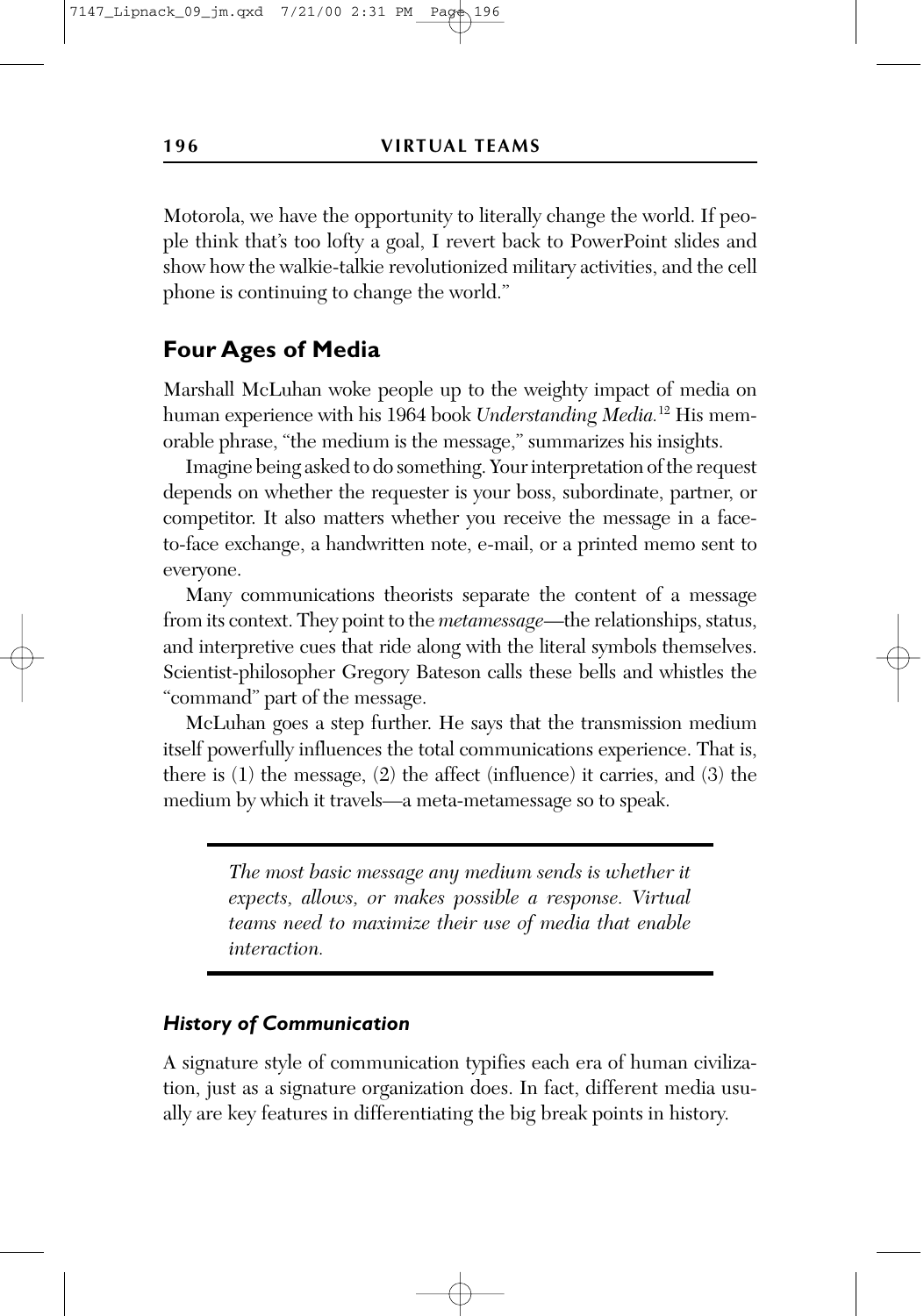Motorola, we have the opportunity to literally change the world. If people think that's too lofty a goal, I revert back to PowerPoint slides and show how the walkie-talkie revolutionized military activities, and the cell phone is continuing to change the world."

## Four Ages of Media

Marshall McLuhan woke people up to the weighty impact of media on human experience with his 1964 book *Understanding Media.*[12] His memorable phrase, "the medium is the message," summarizes his insights.

Imagine being asked to do something. Your interpretation of the request depends on whether the requester is your boss, subordinate, partner, or competitor. It also matters whether you receive the message in a face-to-face exchange, a handwritten note, e-mail, or a printed memo sent to everyone.

Many communications theorists separate the content of a message from its context. They point to the *metamessage*—the relationships, status, and interpretive cues that ride along with the literal symbols themselves. Scientist-philosopher Gregory Bateson calls these bells and whistles the "command" part of the message.

McLuhan goes a step further. He says that the transmission medium itself powerfully influences the total communications experience. That is, there is (1) the message, (2) the affect (influence) it carries, and (3) the medium by which it travels—a meta-metamessage so to speak.

> *The most basic message any medium sends is whether it expects, allows, or makes possible a response. Virtual teams need to maximize their use of media that enable interaction.*

### *History of Communication*

A signature style of communication typifies each era of human civilization, just as a signature organization does. In fact, different media usually are key features in differentiating the big break points in history.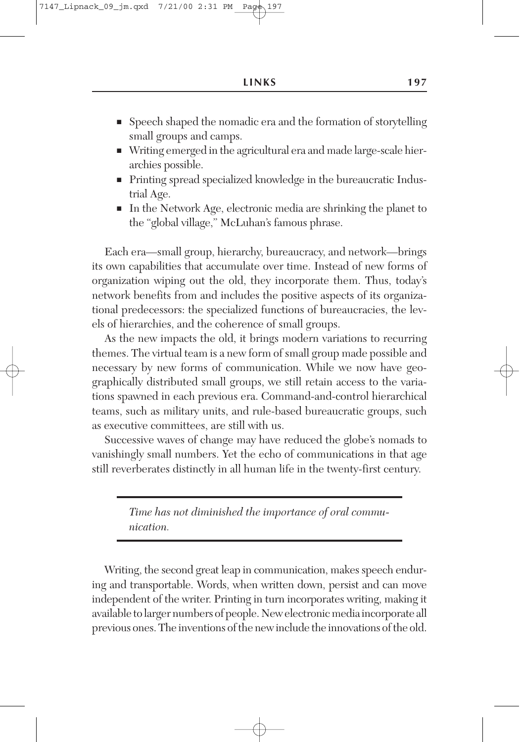- Speech shaped the nomadic era and the formation of storytelling small groups and camps.
- Writing emerged in the agricultural era and made large-scale hierarchies possible.
- Printing spread specialized knowledge in the bureaucratic Industrial Age.
- In the Network Age, electronic media are shrinking the planet to the "global village," McLuhan's famous phrase.

Each era—small group, hierarchy, bureaucracy, and network—brings its own capabilities that accumulate over time. Instead of new forms of organization wiping out the old, they incorporate them. Thus, today's network benefits from and includes the positive aspects of its organizational predecessors: the specialized functions of bureaucracies, the levels of hierarchies, and the coherence of small groups.

As the new impacts the old, it brings modern variations to recurring themes. The virtual team is a new form of small group made possible and necessary by new forms of communication. While we now have geographically distributed small groups, we still retain access to the variations spawned in each previous era. Command-and-control hierarchical teams, such as military units, and rule-based bureaucratic groups, such as executive committees, are still with us.

Successive waves of change may have reduced the globe's nomads to vanishingly small numbers. Yet the echo of communications in that age still reverberates distinctly in all human life in the twenty-first century.

> *Time has not diminished the importance of oral communication.*

Writing, the second great leap in communication, makes speech enduring and transportable. Words, when written down, persist and can move independent of the writer. Printing in turn incorporates writing, making it available to larger numbers of people. New electronic media incorporate all previous ones. The inventions of the new include the innovations of the old.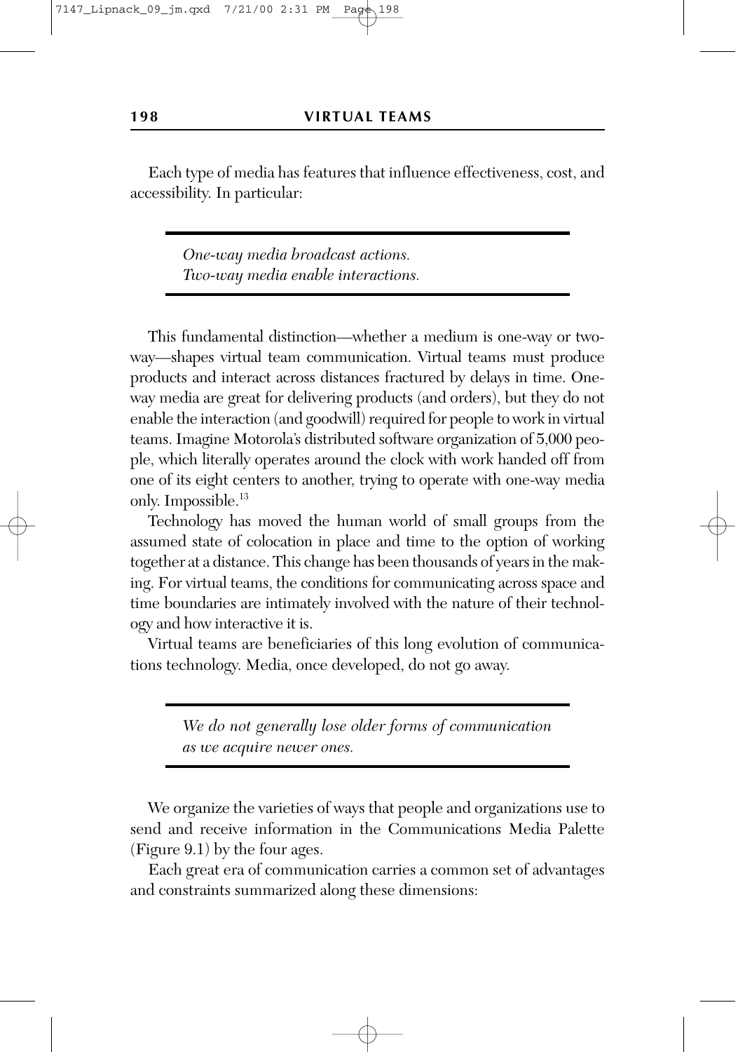Each type of media has features that influence effectiveness, cost, and accessibility. In particular:

> *One-way media broadcast actions.*
> *Two-way media enable interactions.*

This fundamental distinction—whether a medium is one-way or two-way—shapes virtual team communication. Virtual teams must produce products and interact across distances fractured by delays in time. One-way media are great for delivering products (and orders), but they do not enable the interaction (and goodwill) required for people to work in virtual teams. Imagine Motorola's distributed software organization of 5,000 people, which literally operates around the clock with work handed off from one of its eight centers to another, trying to operate with one-way media only. Impossible.[13]

Technology has moved the human world of small groups from the assumed state of colocation in place and time to the option of working together at a distance. This change has been thousands of years in the making. For virtual teams, the conditions for communicating across space and time boundaries are intimately involved with the nature of their technology and how interactive it is.

Virtual teams are beneficiaries of this long evolution of communications technology. Media, once developed, do not go away.

> *We do not generally lose older forms of communication as we acquire newer ones.*

We organize the varieties of ways that people and organizations use to send and receive information in the Communications Media Palette (Figure 9.1) by the four ages.

Each great era of communication carries a common set of advantages and constraints summarized along these dimensions: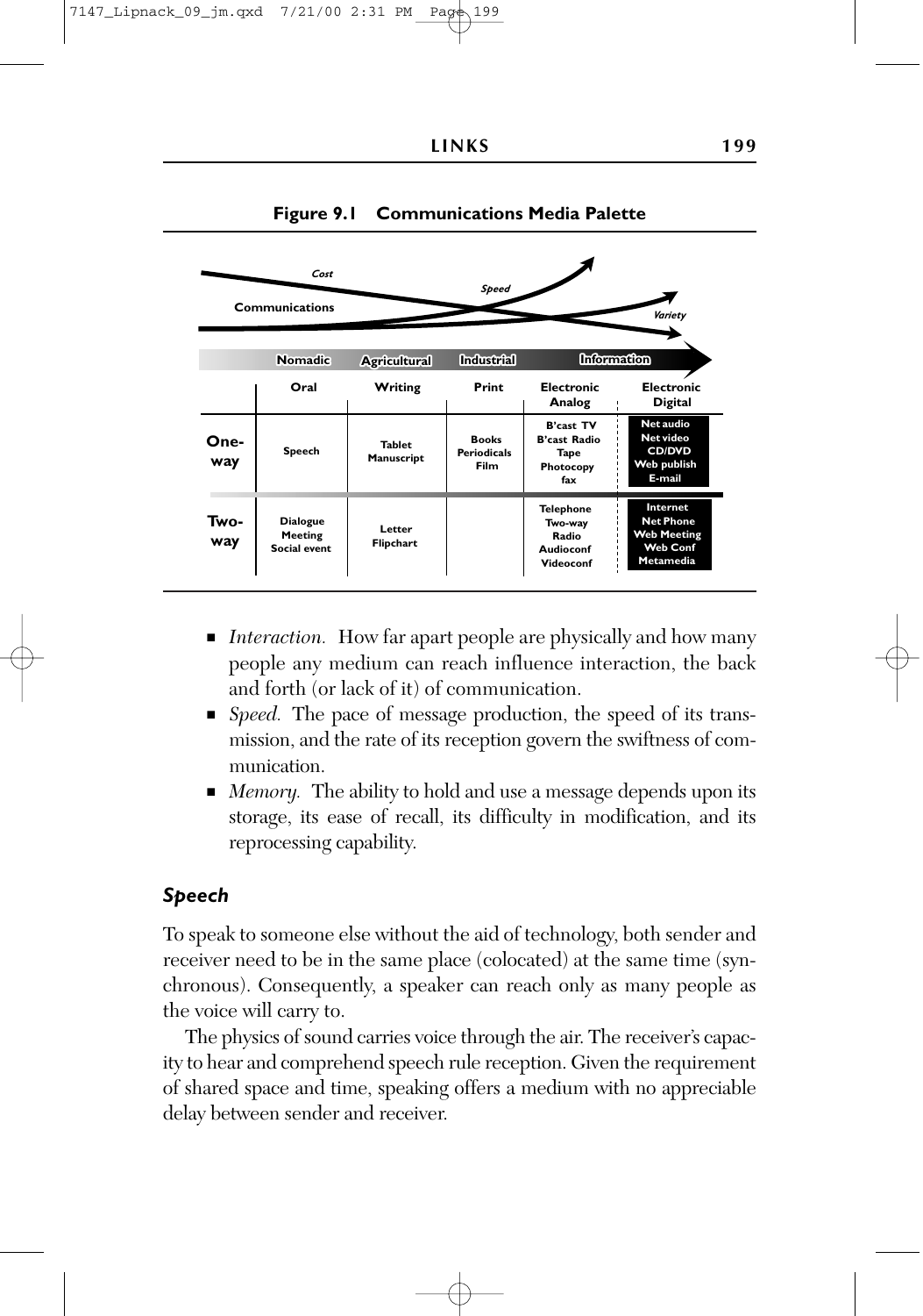**Figure 9.1 Communications Media Palette**

| | Nomadic | Agricultural | Industrial | Information | |
|---|---|---|---|---|---|
| | Oral | Writing | Print | Electronic Analog | Electronic Digital |
| One-way | Speech | Tablet Manuscript | Books Periodicals Film | B'cast TV B'cast Radio Tape Photocopy fax | Net audio Net video CD/DVD Web publish E-mail |
| Two-way | Dialogue Meeting Social event | Letter Flipchart | | Telephone Two-way Radio Audioconf Videoconf | Internet Net Phone Web Meeting Web Conf Metamedia |

Communications — Cost, Speed, Variety

- *Interaction.* How far apart people are physically and how many people any medium can reach influence interaction, the back and forth (or lack of it) of communication.
- *Speed.* The pace of message production, the speed of its transmission, and the rate of its reception govern the swiftness of communication.
- *Memory.* The ability to hold and use a message depends upon its storage, its ease of recall, its difficulty in modification, and its reprocessing capability.

### *Speech*

To speak to someone else without the aid of technology, both sender and receiver need to be in the same place (colocated) at the same time (synchronous). Consequently, a speaker can reach only as many people as the voice will carry to.

The physics of sound carries voice through the air. The receiver's capacity to hear and comprehend speech rule reception. Given the requirement of shared space and time, speaking offers a medium with no appreciable delay between sender and receiver.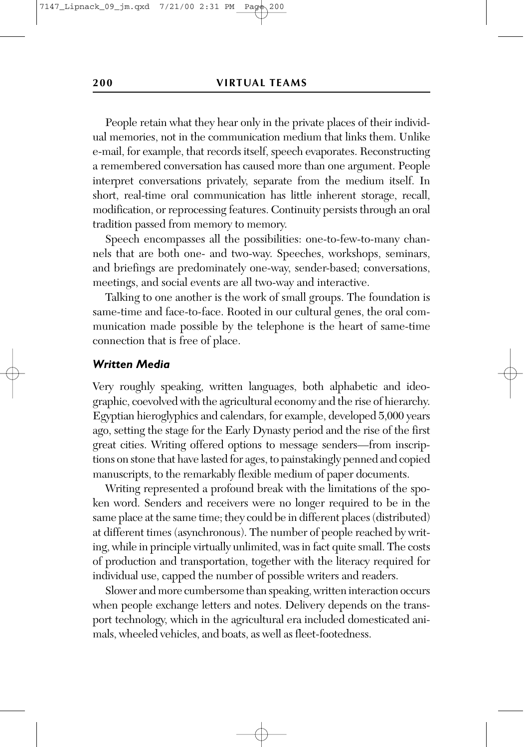People retain what they hear only in the private places of their individual memories, not in the communication medium that links them. Unlike e-mail, for example, that records itself, speech evaporates. Reconstructing a remembered conversation has caused more than one argument. People interpret conversations privately, separate from the medium itself. In short, real-time oral communication has little inherent storage, recall, modification, or reprocessing features. Continuity persists through an oral tradition passed from memory to memory.

Speech encompasses all the possibilities: one-to-few-to-many channels that are both one- and two-way. Speeches, workshops, seminars, and briefings are predominately one-way, sender-based; conversations, meetings, and social events are all two-way and interactive.

Talking to one another is the work of small groups. The foundation is same-time and face-to-face. Rooted in our cultural genes, the oral communication made possible by the telephone is the heart of same-time connection that is free of place.

### *Written Media*

Very roughly speaking, written languages, both alphabetic and ideographic, coevolved with the agricultural economy and the rise of hierarchy. Egyptian hieroglyphics and calendars, for example, developed 5,000 years ago, setting the stage for the Early Dynasty period and the rise of the first great cities. Writing offered options to message senders—from inscriptions on stone that have lasted for ages, to painstakingly penned and copied manuscripts, to the remarkably flexible medium of paper documents.

Writing represented a profound break with the limitations of the spoken word. Senders and receivers were no longer required to be in the same place at the same time; they could be in different places (distributed) at different times (asynchronous). The number of people reached by writing, while in principle virtually unlimited, was in fact quite small. The costs of production and transportation, together with the literacy required for individual use, capped the number of possible writers and readers.

Slower and more cumbersome than speaking, written interaction occurs when people exchange letters and notes. Delivery depends on the transport technology, which in the agricultural era included domesticated animals, wheeled vehicles, and boats, as well as fleet-footedness.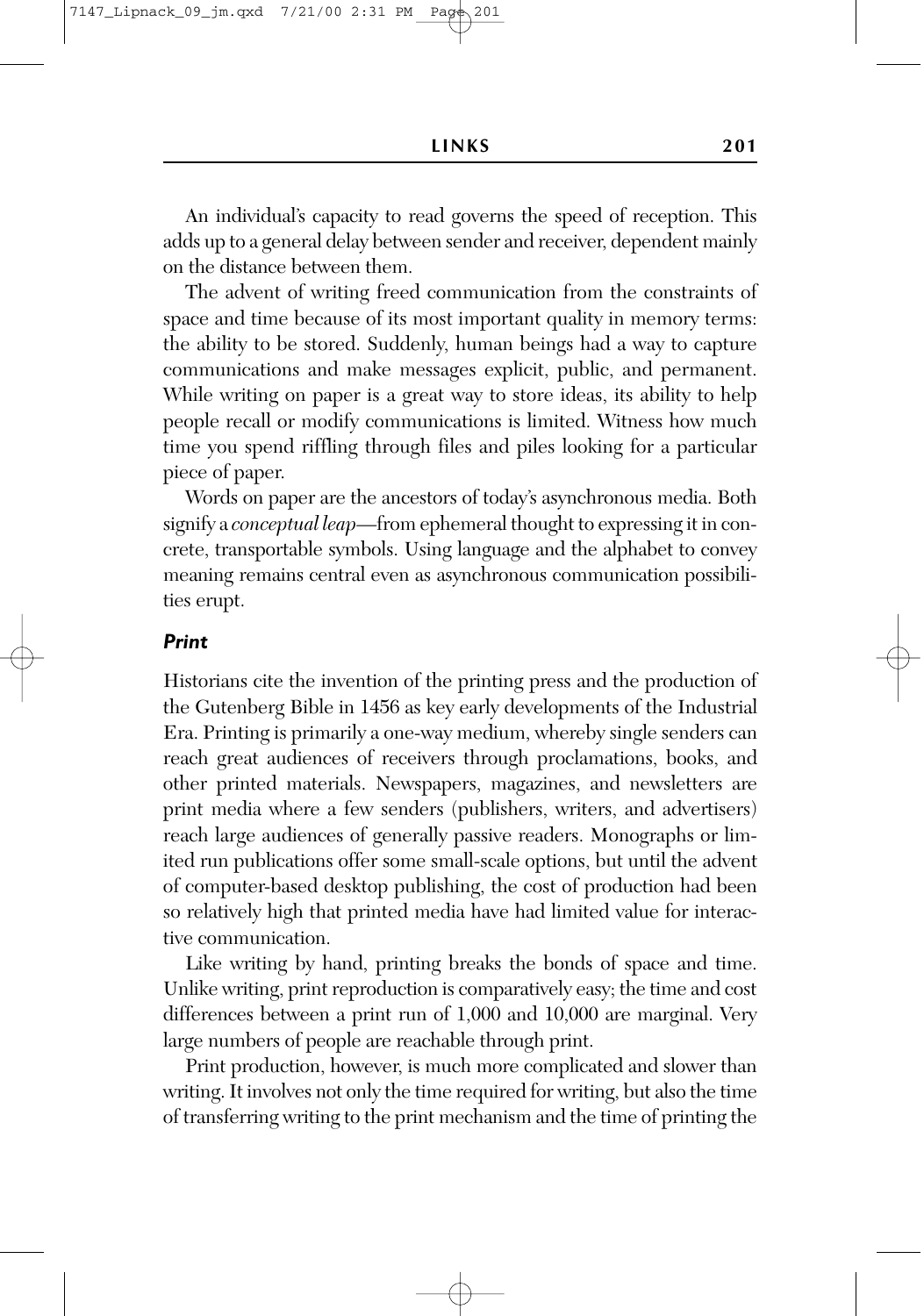An individual's capacity to read governs the speed of reception. This adds up to a general delay between sender and receiver, dependent mainly on the distance between them.

The advent of writing freed communication from the constraints of space and time because of its most important quality in memory terms: the ability to be stored. Suddenly, human beings had a way to capture communications and make messages explicit, public, and permanent. While writing on paper is a great way to store ideas, its ability to help people recall or modify communications is limited. Witness how much time you spend riffling through files and piles looking for a particular piece of paper.

Words on paper are the ancestors of today's asynchronous media. Both signify a *conceptual leap*—from ephemeral thought to expressing it in concrete, transportable symbols. Using language and the alphabet to convey meaning remains central even as asynchronous communication possibilities erupt.

### *Print*

Historians cite the invention of the printing press and the production of the Gutenberg Bible in 1456 as key early developments of the Industrial Era. Printing is primarily a one-way medium, whereby single senders can reach great audiences of receivers through proclamations, books, and other printed materials. Newspapers, magazines, and newsletters are print media where a few senders (publishers, writers, and advertisers) reach large audiences of generally passive readers. Monographs or limited run publications offer some small-scale options, but until the advent of computer-based desktop publishing, the cost of production had been so relatively high that printed media have had limited value for interactive communication.

Like writing by hand, printing breaks the bonds of space and time. Unlike writing, print reproduction is comparatively easy; the time and cost differences between a print run of 1,000 and 10,000 are marginal. Very large numbers of people are reachable through print.

Print production, however, is much more complicated and slower than writing. It involves not only the time required for writing, but also the time of transferring writing to the print mechanism and the time of printing the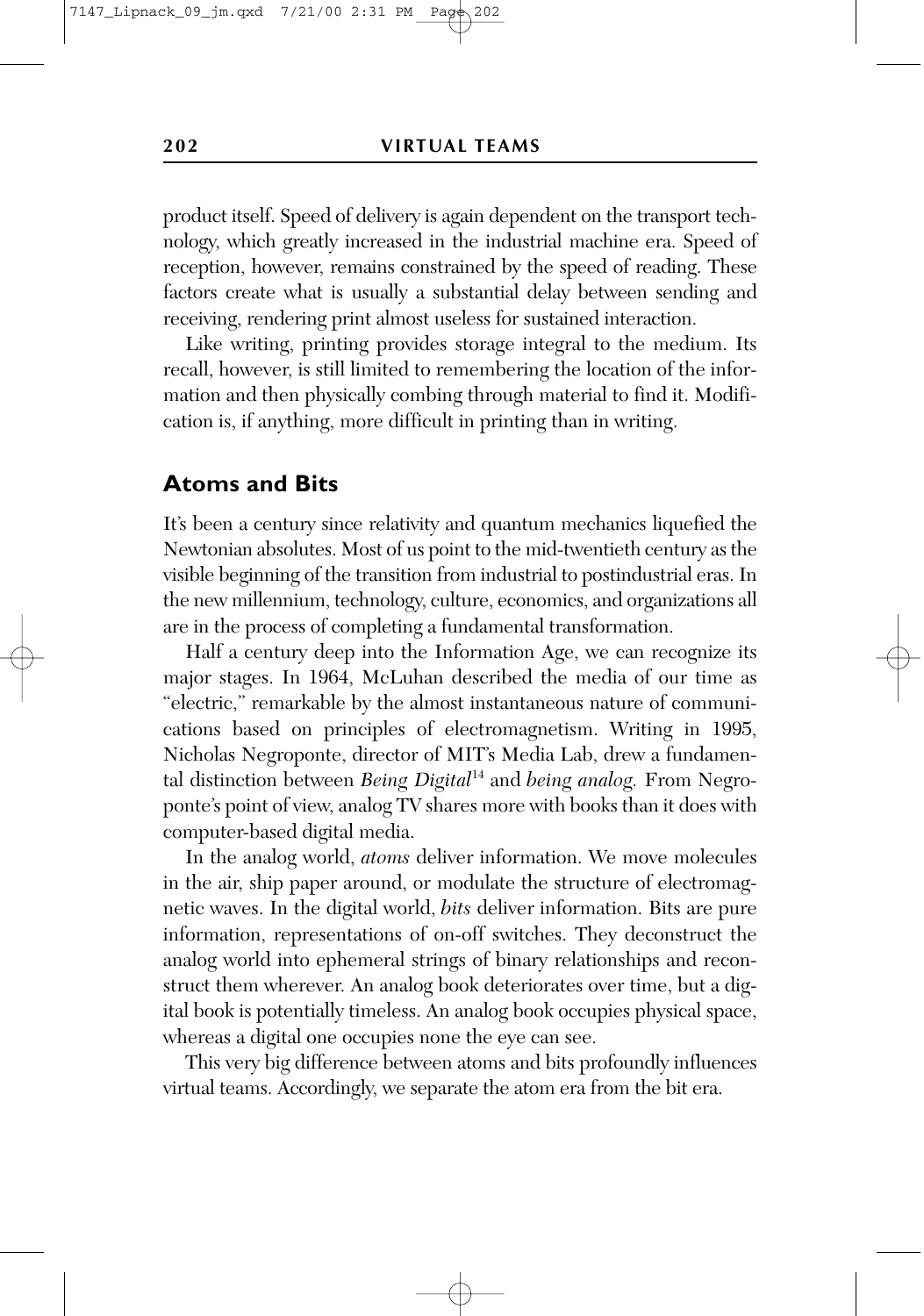product itself. Speed of delivery is again dependent on the transport technology, which greatly increased in the industrial machine era. Speed of reception, however, remains constrained by the speed of reading. These factors create what is usually a substantial delay between sending and receiving, rendering print almost useless for sustained interaction.

Like writing, printing provides storage integral to the medium. Its recall, however, is still limited to remembering the location of the information and then physically combing through material to find it. Modification is, if anything, more difficult in printing than in writing.

## Atoms and Bits

It's been a century since relativity and quantum mechanics liquefied the Newtonian absolutes. Most of us point to the mid-twentieth century as the visible beginning of the transition from industrial to postindustrial eras. In the new millennium, technology, culture, economics, and organizations all are in the process of completing a fundamental transformation.

Half a century deep into the Information Age, we can recognize its major stages. In 1964, McLuhan described the media of our time as "electric," remarkable by the almost instantaneous nature of communications based on principles of electromagnetism. Writing in 1995, Nicholas Negroponte, director of MIT's Media Lab, drew a fundamental distinction between *Being Digital*[14] and *being analog.* From Negroponte's point of view, analog TV shares more with books than it does with computer-based digital media.

In the analog world, *atoms* deliver information. We move molecules in the air, ship paper around, or modulate the structure of electromagnetic waves. In the digital world, *bits* deliver information. Bits are pure information, representations of on-off switches. They deconstruct the analog world into ephemeral strings of binary relationships and reconstruct them wherever. An analog book deteriorates over time, but a digital book is potentially timeless. An analog book occupies physical space, whereas a digital one occupies none the eye can see.

This very big difference between atoms and bits profoundly influences virtual teams. Accordingly, we separate the atom era from the bit era.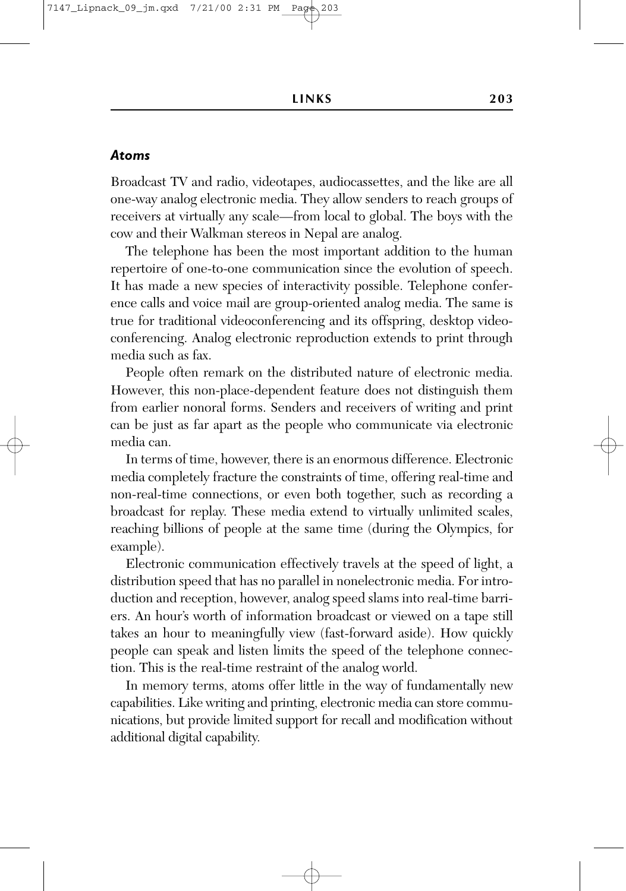### *Atoms*

Broadcast TV and radio, videotapes, audiocassettes, and the like are all one-way analog electronic media. They allow senders to reach groups of receivers at virtually any scale—from local to global. The boys with the cow and their Walkman stereos in Nepal are analog.

The telephone has been the most important addition to the human repertoire of one-to-one communication since the evolution of speech. It has made a new species of interactivity possible. Telephone conference calls and voice mail are group-oriented analog media. The same is true for traditional videoconferencing and its offspring, desktop videoconferencing. Analog electronic reproduction extends to print through media such as fax.

People often remark on the distributed nature of electronic media. However, this non-place-dependent feature does not distinguish them from earlier nonoral forms. Senders and receivers of writing and print can be just as far apart as the people who communicate via electronic media can.

In terms of time, however, there is an enormous difference. Electronic media completely fracture the constraints of time, offering real-time and non-real-time connections, or even both together, such as recording a broadcast for replay. These media extend to virtually unlimited scales, reaching billions of people at the same time (during the Olympics, for example).

Electronic communication effectively travels at the speed of light, a distribution speed that has no parallel in nonelectronic media. For introduction and reception, however, analog speed slams into real-time barriers. An hour's worth of information broadcast or viewed on a tape still takes an hour to meaningfully view (fast-forward aside). How quickly people can speak and listen limits the speed of the telephone connection. This is the real-time restraint of the analog world.

In memory terms, atoms offer little in the way of fundamentally new capabilities. Like writing and printing, electronic media can store communications, but provide limited support for recall and modification without additional digital capability.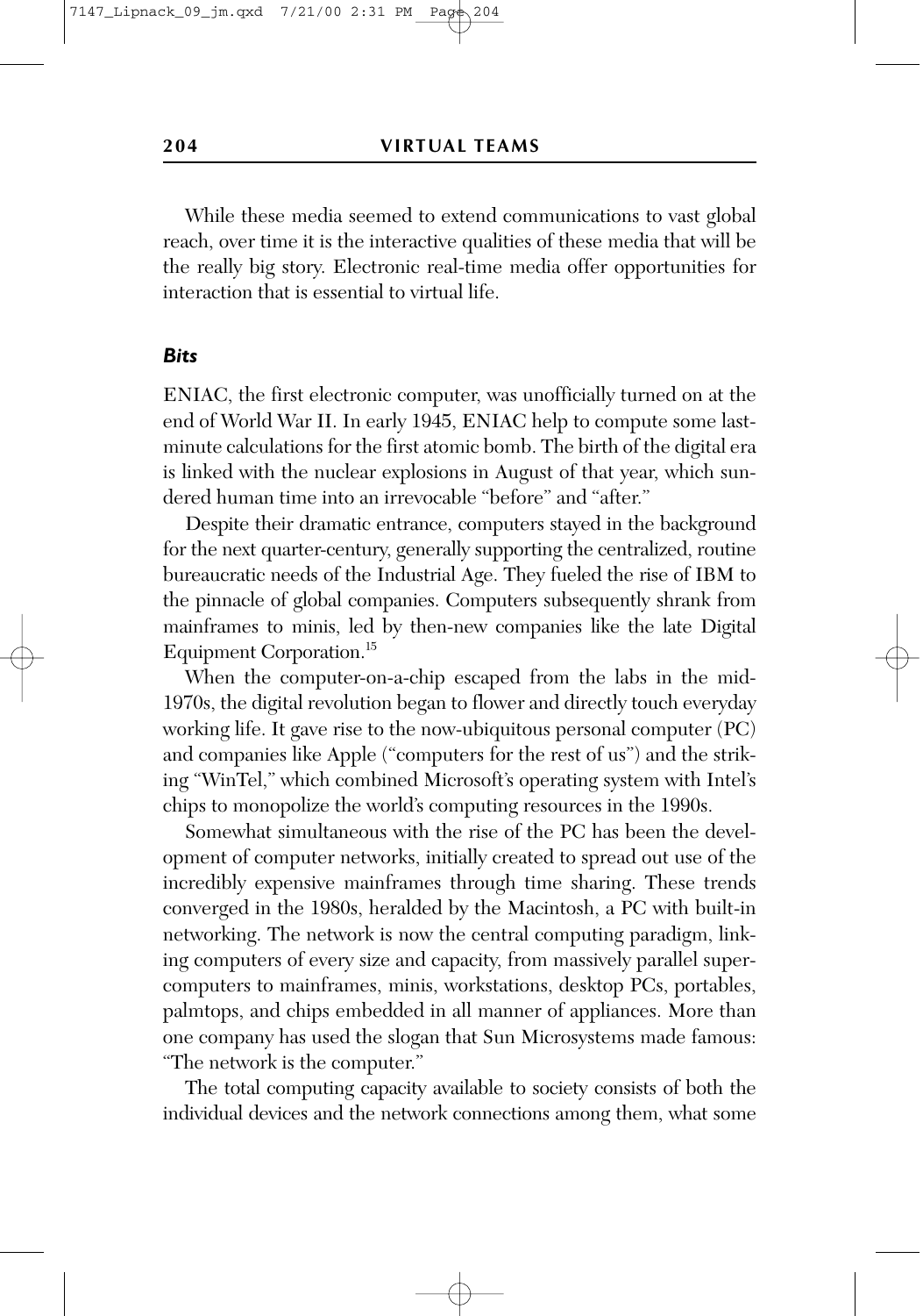While these media seemed to extend communications to vast global reach, over time it is the interactive qualities of these media that will be the really big story. Electronic real-time media offer opportunities for interaction that is essential to virtual life.

### *Bits*

ENIAC, the first electronic computer, was unofficially turned on at the end of World War II. In early 1945, ENIAC help to compute some last-minute calculations for the first atomic bomb. The birth of the digital era is linked with the nuclear explosions in August of that year, which sundered human time into an irrevocable "before" and "after."

Despite their dramatic entrance, computers stayed in the background for the next quarter-century, generally supporting the centralized, routine bureaucratic needs of the Industrial Age. They fueled the rise of IBM to the pinnacle of global companies. Computers subsequently shrank from mainframes to minis, led by then-new companies like the late Digital Equipment Corporation.[15]

When the computer-on-a-chip escaped from the labs in the mid-1970s, the digital revolution began to flower and directly touch everyday working life. It gave rise to the now-ubiquitous personal computer (PC) and companies like Apple ("computers for the rest of us") and the striking "WinTel," which combined Microsoft's operating system with Intel's chips to monopolize the world's computing resources in the 1990s.

Somewhat simultaneous with the rise of the PC has been the development of computer networks, initially created to spread out use of the incredibly expensive mainframes through time sharing. These trends converged in the 1980s, heralded by the Macintosh, a PC with built-in networking. The network is now the central computing paradigm, linking computers of every size and capacity, from massively parallel supercomputers to mainframes, minis, workstations, desktop PCs, portables, palmtops, and chips embedded in all manner of appliances. More than one company has used the slogan that Sun Microsystems made famous: "The network is the computer."

The total computing capacity available to society consists of both the individual devices and the network connections among them, what some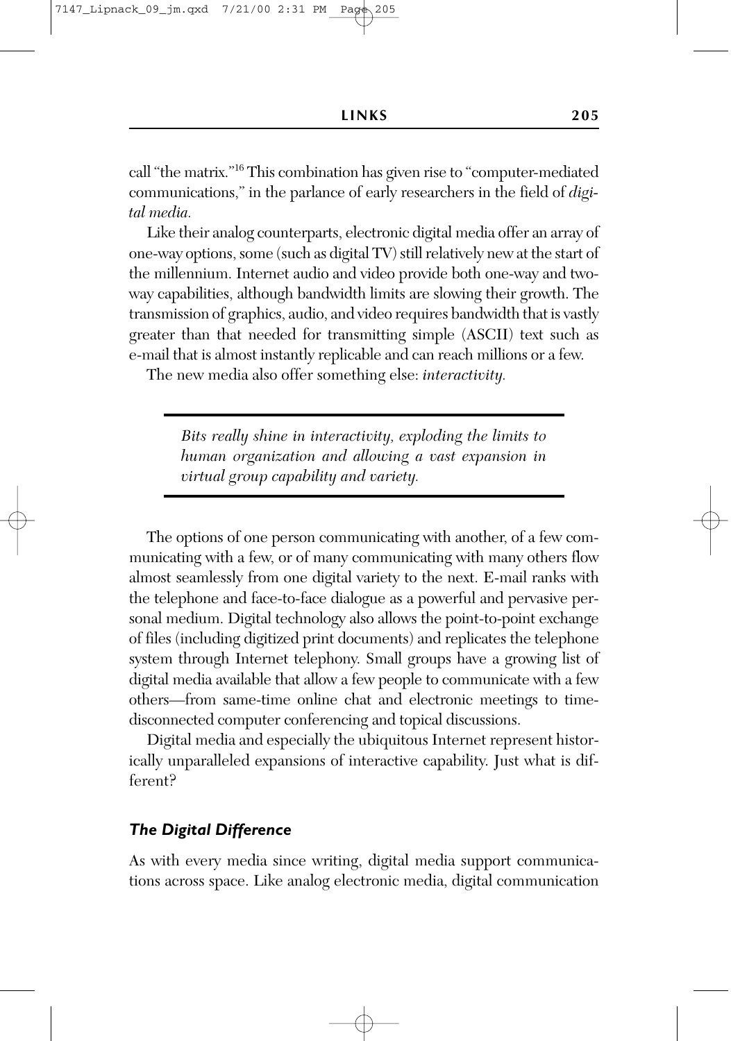call "the matrix."[16] This combination has given rise to "computer-mediated communications," in the parlance of early researchers in the field of *digital media.*

Like their analog counterparts, electronic digital media offer an array of one-way options, some (such as digital TV) still relatively new at the start of the millennium. Internet audio and video provide both one-way and two-way capabilities, although bandwidth limits are slowing their growth. The transmission of graphics, audio, and video requires bandwidth that is vastly greater than that needed for transmitting simple (ASCII) text such as e-mail that is almost instantly replicable and can reach millions or a few.

The new media also offer something else: *interactivity.*

> *Bits really shine in interactivity, exploding the limits to human organization and allowing a vast expansion in virtual group capability and variety.*

The options of one person communicating with another, of a few communicating with a few, or of many communicating with many others flow almost seamlessly from one digital variety to the next. E-mail ranks with the telephone and face-to-face dialogue as a powerful and pervasive personal medium. Digital technology also allows the point-to-point exchange of files (including digitized print documents) and replicates the telephone system through Internet telephony. Small groups have a growing list of digital media available that allow a few people to communicate with a few others—from same-time online chat and electronic meetings to time-disconnected computer conferencing and topical discussions.

Digital media and especially the ubiquitous Internet represent historically unparalleled expansions of interactive capability. Just what is different?

### *The Digital Difference*

As with every media since writing, digital media support communications across space. Like analog electronic media, digital communication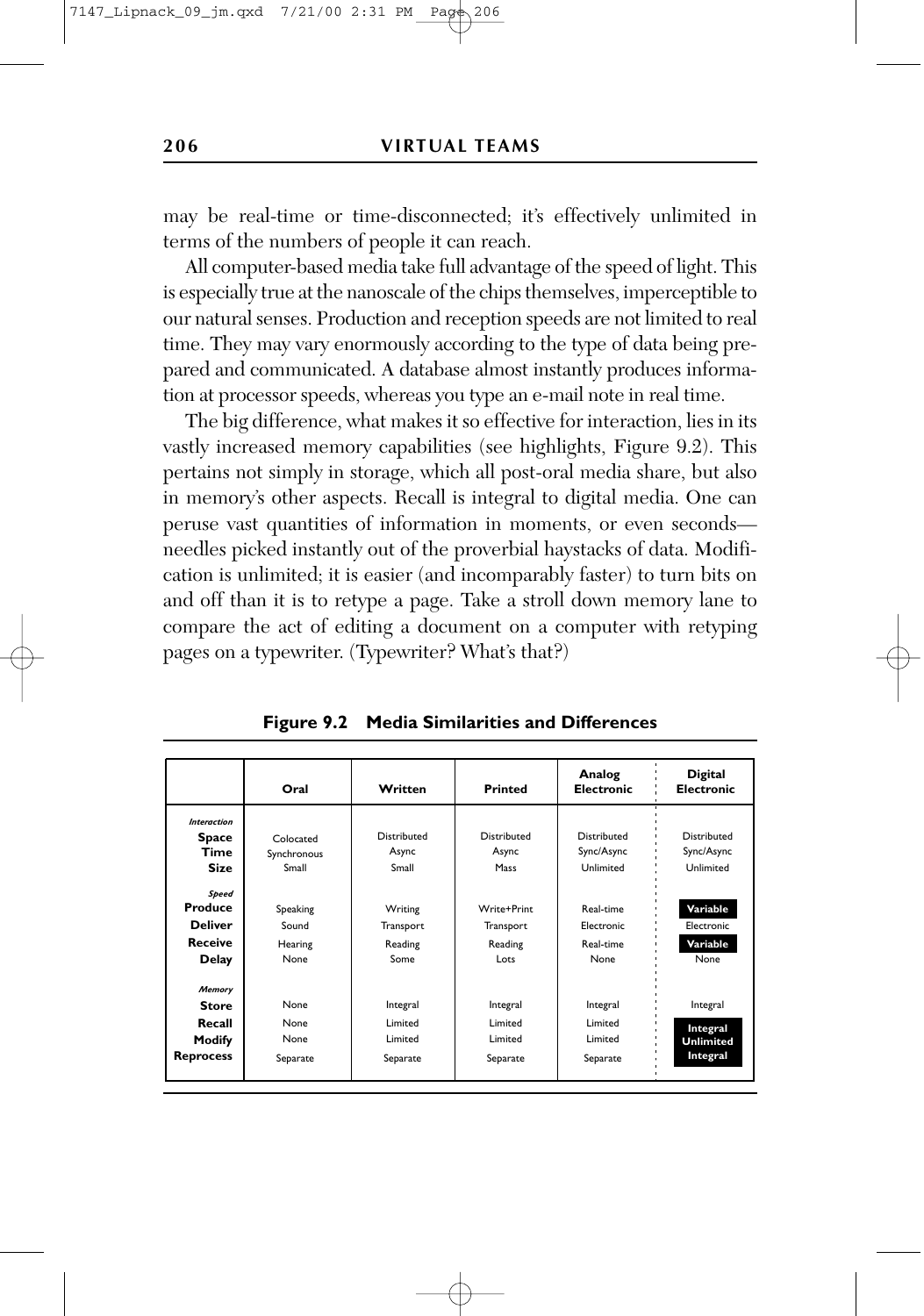may be real-time or time-disconnected; it's effectively unlimited in terms of the numbers of people it can reach.

All computer-based media take full advantage of the speed of light. This is especially true at the nanoscale of the chips themselves, imperceptible to our natural senses. Production and reception speeds are not limited to real time. They may vary enormously according to the type of data being prepared and communicated. A database almost instantly produces information at processor speeds, whereas you type an e-mail note in real time.

The big difference, what makes it so effective for interaction, lies in its vastly increased memory capabilities (see highlights, Figure 9.2). This pertains not simply in storage, which all post-oral media share, but also in memory's other aspects. Recall is integral to digital media. One can peruse vast quantities of information in moments, or even seconds—needles picked instantly out of the proverbial haystacks of data. Modification is unlimited; it is easier (and incomparably faster) to turn bits on and off than it is to retype a page. Take a stroll down memory lane to compare the act of editing a document on a computer with retyping pages on a typewriter. (Typewriter? What's that?)

**Figure 9.2 Media Similarities and Differences**

| | Oral | Written | Printed | Analog Electronic | Digital Electronic |
|---|---|---|---|---|---|
| ***Interaction*** | | | | | |
| **Space** | Colocated | Distributed | Distributed | Distributed | Distributed |
| **Time** | Synchronous | Async | Async | Sync/Async | Sync/Async |
| **Size** | Small | Small | Mass | Unlimited | Unlimited |
| ***Speed*** | | | | | |
| **Produce** | Speaking | Writing | Write+Print | Real-time | **Variable** |
| **Deliver** | Sound | Transport | Transport | Electronic | Electronic |
| **Receive** | Hearing | Reading | Reading | Real-time | **Variable** |
| **Delay** | None | Some | Lots | None | None |
| ***Memory*** | | | | | |
| **Store** | None | Integral | Integral | Integral | Integral |
| **Recall** | None | Limited | Limited | Limited | **Integral** |
| **Modify** | None | Limited | Limited | Limited | **Unlimited** |
| **Reprocess** | Separate | Separate | Separate | Separate | **Integral** |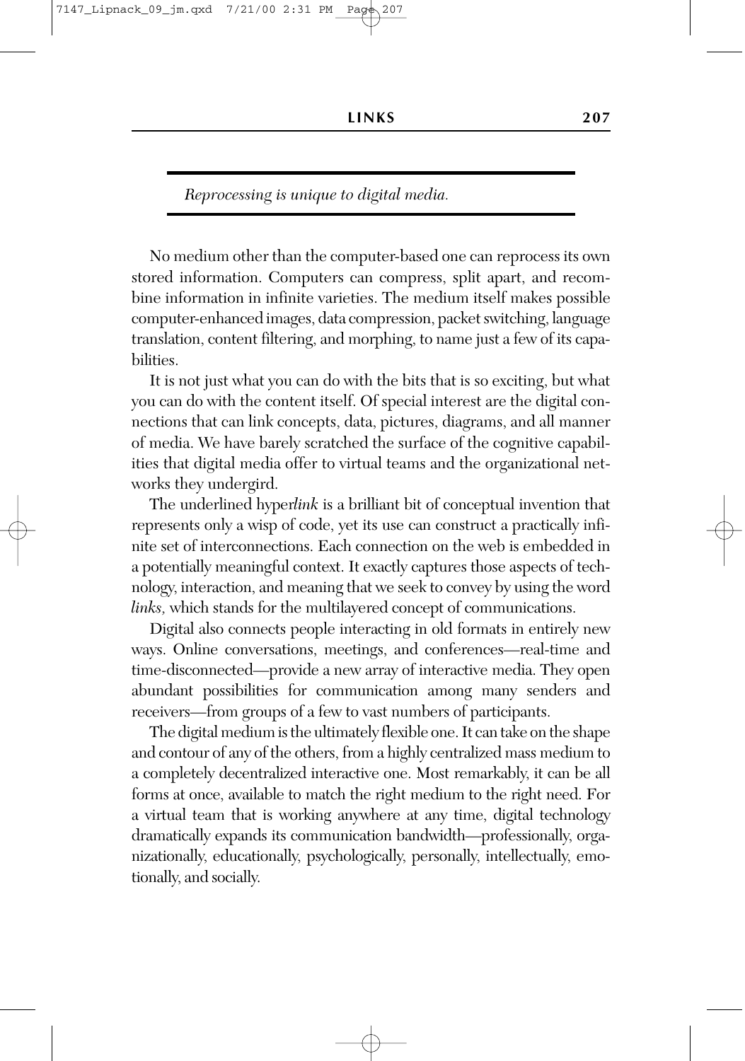*Reprocessing is unique to digital media.*

No medium other than the computer-based one can reprocess its own stored information. Computers can compress, split apart, and recombine information in infinite varieties. The medium itself makes possible computer-enhanced images, data compression, packet switching, language translation, content filtering, and morphing, to name just a few of its capabilities.

It is not just what you can do with the bits that is so exciting, but what you can do with the content itself. Of special interest are the digital connections that can link concepts, data, pictures, diagrams, and all manner of media. We have barely scratched the surface of the cognitive capabilities that digital media offer to virtual teams and the organizational networks they undergird.

The underlined hyper*link* is a brilliant bit of conceptual invention that represents only a wisp of code, yet its use can construct a practically infinite set of interconnections. Each connection on the web is embedded in a potentially meaningful context. It exactly captures those aspects of technology, interaction, and meaning that we seek to convey by using the word *links,* which stands for the multilayered concept of communications.

Digital also connects people interacting in old formats in entirely new ways. Online conversations, meetings, and conferences—real-time and time-disconnected—provide a new array of interactive media. They open abundant possibilities for communication among many senders and receivers—from groups of a few to vast numbers of participants.

The digital medium is the ultimately flexible one. It can take on the shape and contour of any of the others, from a highly centralized mass medium to a completely decentralized interactive one. Most remarkably, it can be all forms at once, available to match the right medium to the right need. For a virtual team that is working anywhere at any time, digital technology dramatically expands its communication bandwidth—professionally, organizationally, educationally, psychologically, personally, intellectually, emotionally, and socially.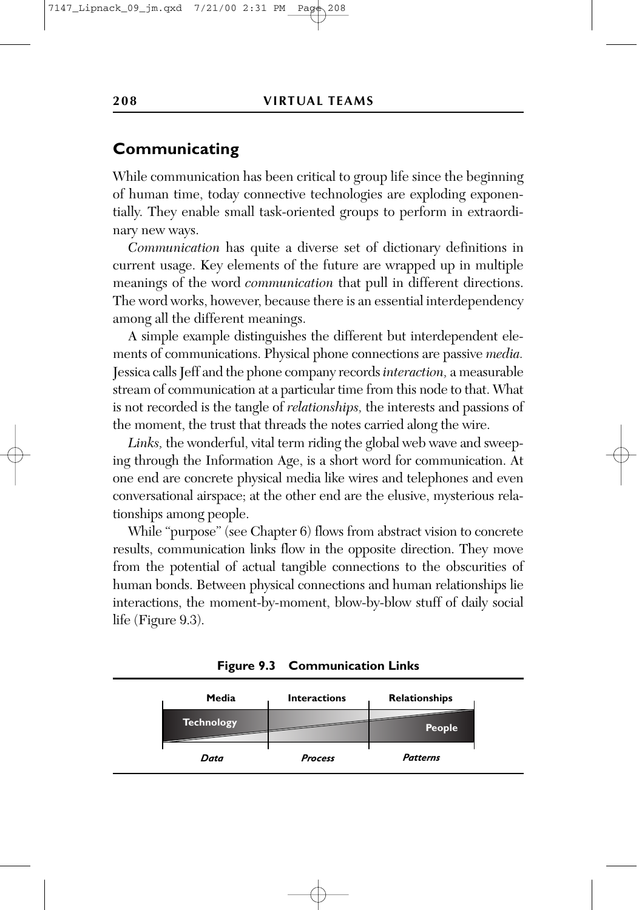## Communicating

While communication has been critical to group life since the beginning of human time, today connective technologies are exploding exponentially. They enable small task-oriented groups to perform in extraordinary new ways.

*Communication* has quite a diverse set of dictionary definitions in current usage. Key elements of the future are wrapped up in multiple meanings of the word *communication* that pull in different directions. The word works, however, because there is an essential interdependency among all the different meanings.

A simple example distinguishes the different but interdependent elements of communications. Physical phone connections are passive *media.* Jessica calls Jeff and the phone company records *interaction,* a measurable stream of communication at a particular time from this node to that. What is not recorded is the tangle of *relationships,* the interests and passions of the moment, the trust that threads the notes carried along the wire.

*Links,* the wonderful, vital term riding the global web wave and sweeping through the Information Age, is a short word for communication. At one end are concrete physical media like wires and telephones and even conversational airspace; at the other end are the elusive, mysterious relationships among people.

While "purpose" (see Chapter 6) flows from abstract vision to concrete results, communication links flow in the opposite direction. They move from the potential of actual tangible connections to the obscurities of human bonds. Between physical connections and human relationships lie interactions, the moment-by-moment, blow-by-blow stuff of daily social life (Figure 9.3).

**Figure 9.3 Communication Links**

| Media | Interactions | Relationships |
|---|---|---|
| Technology | | People |
| *Data* | *Process* | *Patterns* |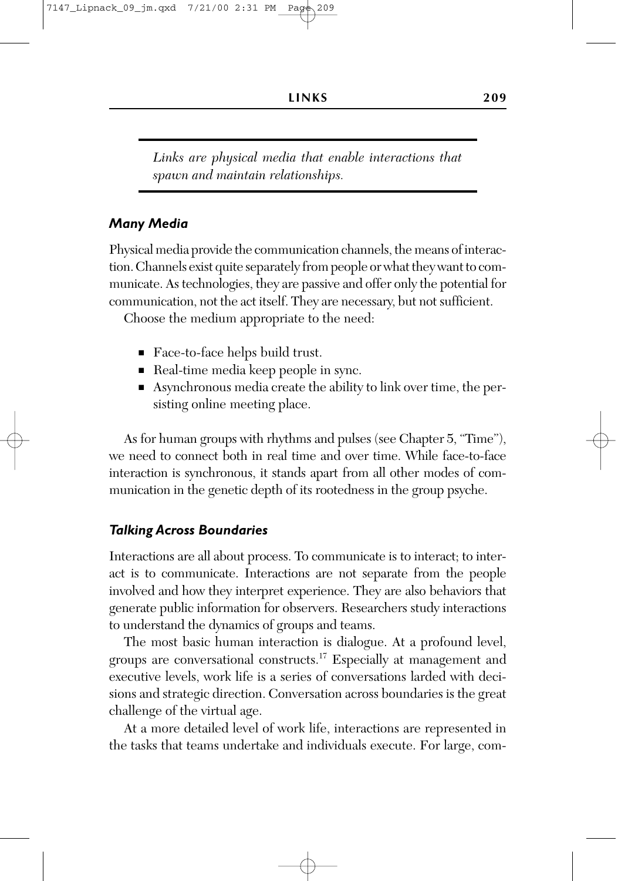*Links are physical media that enable interactions that spawn and maintain relationships.*

### *Many Media*

Physical media provide the communication channels, the means of interaction. Channels exist quite separately from people or what they want to communicate. As technologies, they are passive and offer only the potential for communication, not the act itself. They are necessary, but not sufficient.

Choose the medium appropriate to the need:

- Face-to-face helps build trust.
- Real-time media keep people in sync.
- Asynchronous media create the ability to link over time, the persisting online meeting place.

As for human groups with rhythms and pulses (see Chapter 5, "Time"), we need to connect both in real time and over time. While face-to-face interaction is synchronous, it stands apart from all other modes of communication in the genetic depth of its rootedness in the group psyche.

### *Talking Across Boundaries*

Interactions are all about process. To communicate is to interact; to interact is to communicate. Interactions are not separate from the people involved and how they interpret experience. They are also behaviors that generate public information for observers. Researchers study interactions to understand the dynamics of groups and teams.

The most basic human interaction is dialogue. At a profound level, groups are conversational constructs.[17] Especially at management and executive levels, work life is a series of conversations larded with decisions and strategic direction. Conversation across boundaries is the great challenge of the virtual age.

At a more detailed level of work life, interactions are represented in the tasks that teams undertake and individuals execute. For large, com-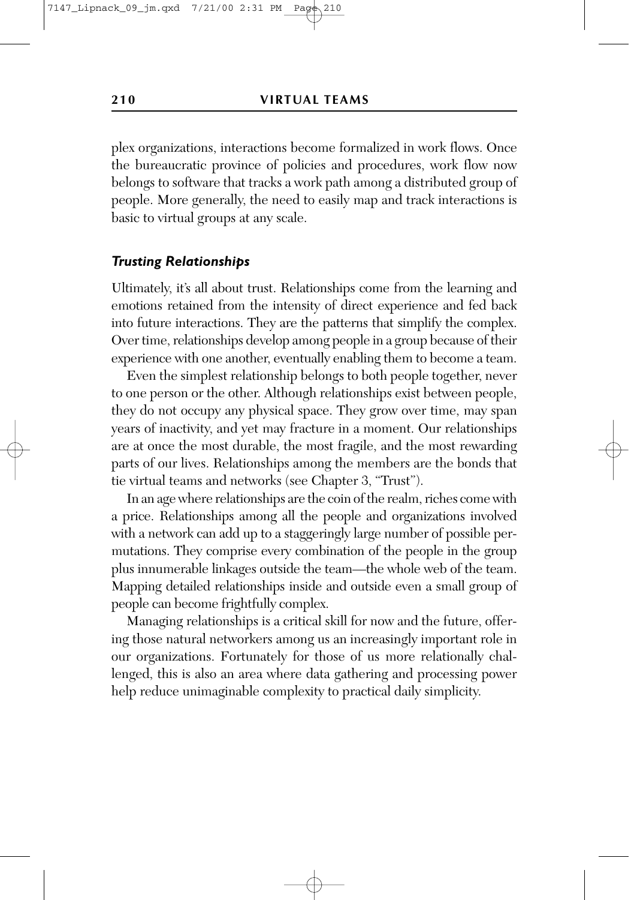plex organizations, interactions become formalized in work flows. Once the bureaucratic province of policies and procedures, work flow now belongs to software that tracks a work path among a distributed group of people. More generally, the need to easily map and track interactions is basic to virtual groups at any scale.

### *Trusting Relationships*

Ultimately, it's all about trust. Relationships come from the learning and emotions retained from the intensity of direct experience and fed back into future interactions. They are the patterns that simplify the complex. Over time, relationships develop among people in a group because of their experience with one another, eventually enabling them to become a team.

Even the simplest relationship belongs to both people together, never to one person or the other. Although relationships exist between people, they do not occupy any physical space. They grow over time, may span years of inactivity, and yet may fracture in a moment. Our relationships are at once the most durable, the most fragile, and the most rewarding parts of our lives. Relationships among the members are the bonds that tie virtual teams and networks (see Chapter 3, "Trust").

In an age where relationships are the coin of the realm, riches come with a price. Relationships among all the people and organizations involved with a network can add up to a staggeringly large number of possible permutations. They comprise every combination of the people in the group plus innumerable linkages outside the team—the whole web of the team. Mapping detailed relationships inside and outside even a small group of people can become frightfully complex.

Managing relationships is a critical skill for now and the future, offering those natural networkers among us an increasingly important role in our organizations. Fortunately for those of us more relationally challenged, this is also an area where data gathering and processing power help reduce unimaginable complexity to practical daily simplicity.